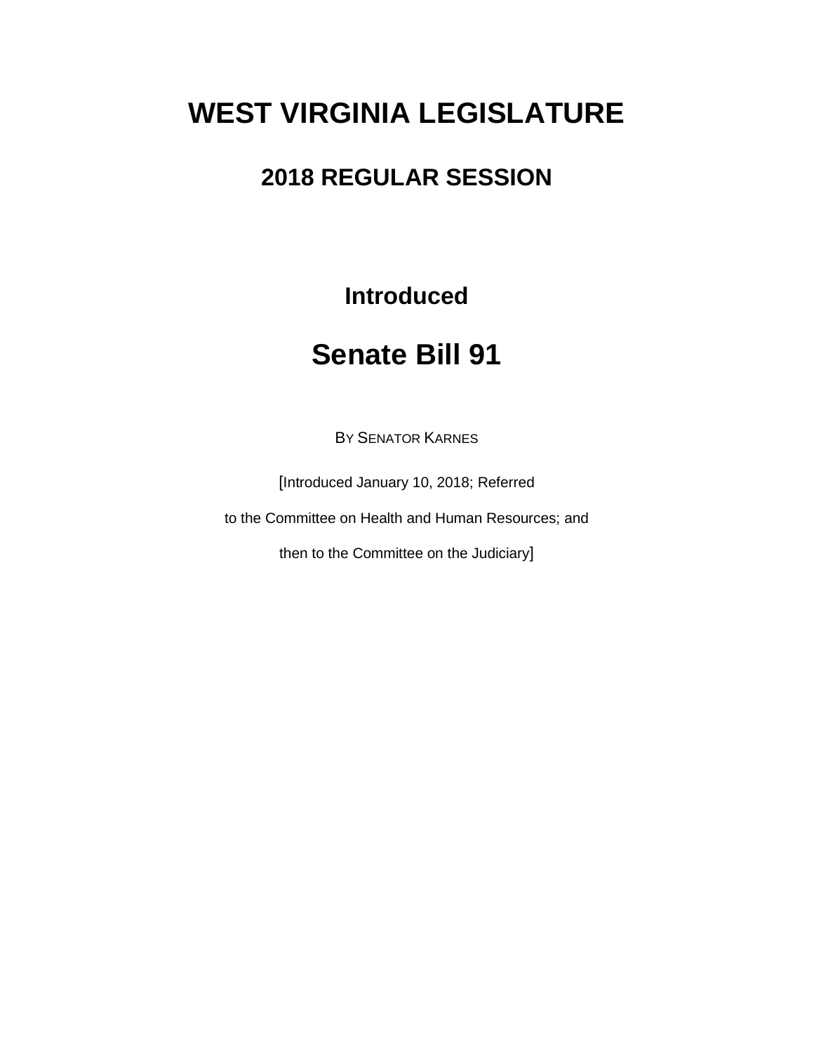# WEST VIRGINIA LEGISLATURE

## 2018 REGULAR SESSION

### Introduced

# Senate Bill 91

BY SENATOR KARNES

[Introduced January 10, 2018; Referred

to the Committee on Health and Human Resources; and

then to the Committee on the Judiciary]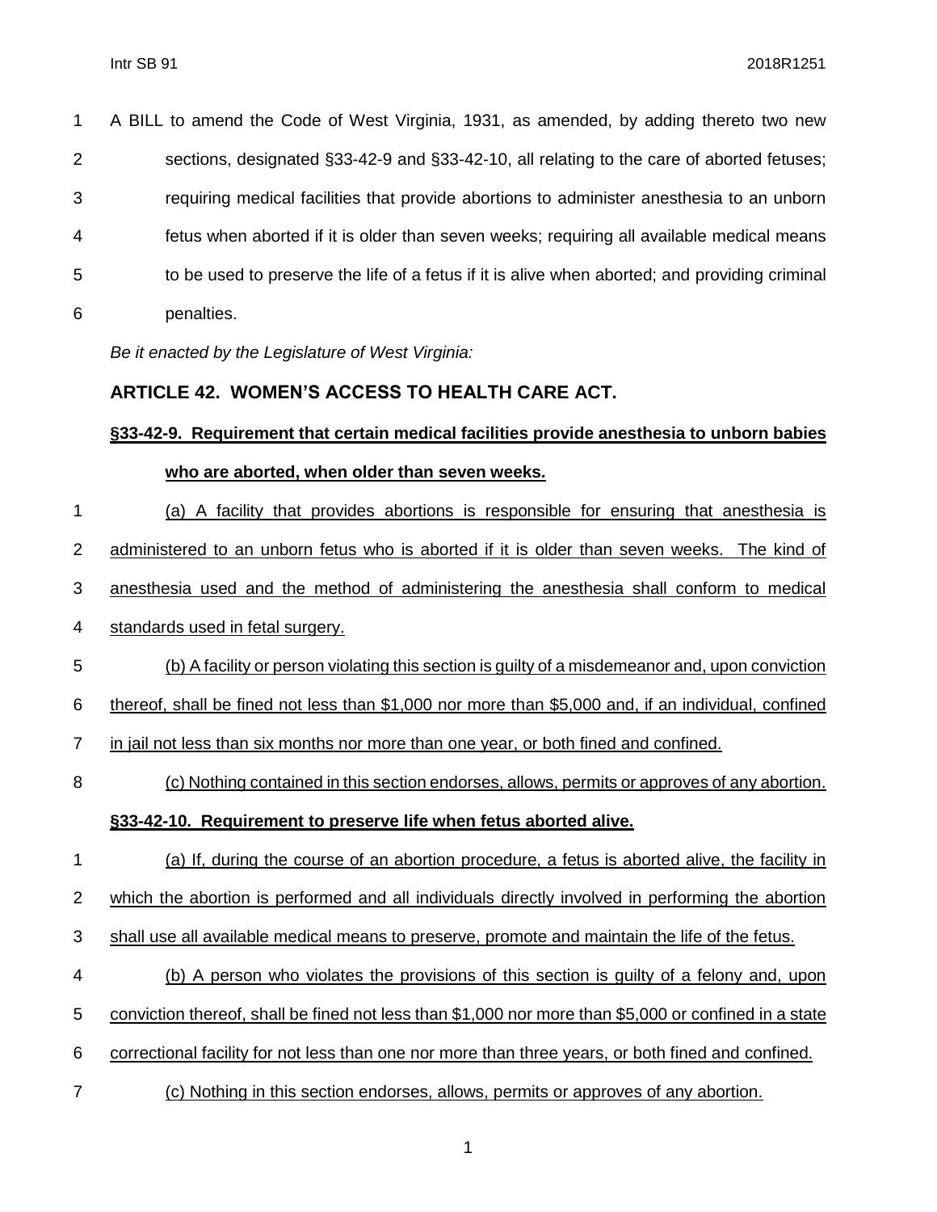A BILL to amend the Code of West Virginia, 1931, as amended, by adding thereto two new sections, designated §33-42-9 and §33-42-10, all relating to the care of aborted fetuses; requiring medical facilities that provide abortions to administer anesthesia to an unborn fetus when aborted if it is older than seven weeks; requiring all available medical means to be used to preserve the life of a fetus if it is alive when aborted; and providing criminal penalties.

*Be it enacted by the Legislature of West Virginia:*

## ARTICLE 42. WOMEN'S ACCESS TO HEALTH CARE ACT.

### §33-42-9. Requirement that certain medical facilities provide anesthesia to unborn babies who are aborted, when older than seven weeks.

(a) A facility that provides abortions is responsible for ensuring that anesthesia is administered to an unborn fetus who is aborted if it is older than seven weeks. The kind of anesthesia used and the method of administering the anesthesia shall conform to medical standards used in fetal surgery.

(b) A facility or person violating this section is guilty of a misdemeanor and, upon conviction thereof, shall be fined not less than $1,000 nor more than $5,000 and, if an individual, confined in jail not less than six months nor more than one year, or both fined and confined.

(c) Nothing contained in this section endorses, allows, permits or approves of any abortion.

### §33-42-10. Requirement to preserve life when fetus aborted alive.

(a) If, during the course of an abortion procedure, a fetus is aborted alive, the facility in which the abortion is performed and all individuals directly involved in performing the abortion shall use all available medical means to preserve, promote and maintain the life of the fetus.

(b) A person who violates the provisions of this section is guilty of a felony and, upon conviction thereof, shall be fined not less than $1,000 nor more than $5,000 or confined in a state correctional facility for not less than one nor more than three years, or both fined and confined.

(c) Nothing in this section endorses, allows, permits or approves of any abortion.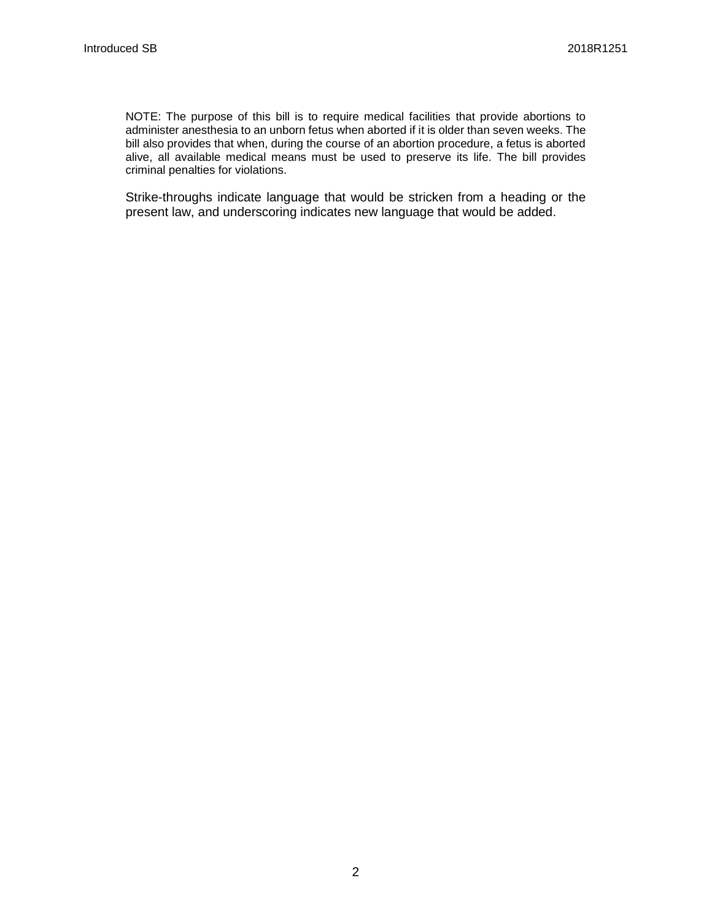NOTE: The purpose of this bill is to require medical facilities that provide abortions to administer anesthesia to an unborn fetus when aborted if it is older than seven weeks. The bill also provides that when, during the course of an abortion procedure, a fetus is aborted alive, all available medical means must be used to preserve its life. The bill provides criminal penalties for violations.

Strike-throughs indicate language that would be stricken from a heading or the present law, and underscoring indicates new language that would be added.